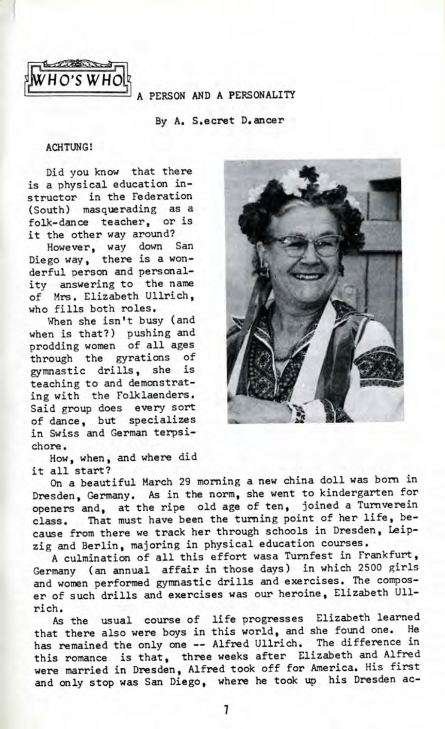# WHO'S WHO

## A PERSON AND A PERSONALITY

By A. S.ecret D.ancer

ACHTUNG!

Did you know that there is a physical education instructor in the Federation (South) masquerading as a folk-dance teacher, or is it the other way around?

However, way down San Diego way, there is a wonderful person and personality answering to the name of Mrs. Elizabeth Ullrich, who fills both roles.

When she isn't busy (and when is that?) pushing and prodding women of all ages through the gyrations of gymnastic drills, she is teaching to and demonstrating with the Folklaenders. Said group does every sort of dance, but specializes in Swiss and German terpsichore.

How, when, and where did it all start?

On a beautiful March 29 morning a new china doll was born in Dresden, Germany. As in the norm, she went to kindergarten for openers and, at the ripe old age of ten, joined a Turnverein class. That must have been the turning point of her life, because from there we track her through schools in Dresden, Leipzig and Berlin, majoring in physical education courses.

A culmination of all this effort wasa Turnfest in Frankfurt, Germany (an annual affair in those days) in which 2500 girls and women performed gymnastic drills and exercises. The composer of such drills and exercises was our heroine, Elizabeth Ullrich.

As the usual course of life progresses Elizabeth learned that there also were boys in this world, and she found one. He has remained the only one -- Alfred Ullrich. The difference in this romance is that, three weeks after Elizabeth and Alfred were married in Dresden, Alfred took off for America. His first and only stop was San Diego, where he took up his Dresden ac-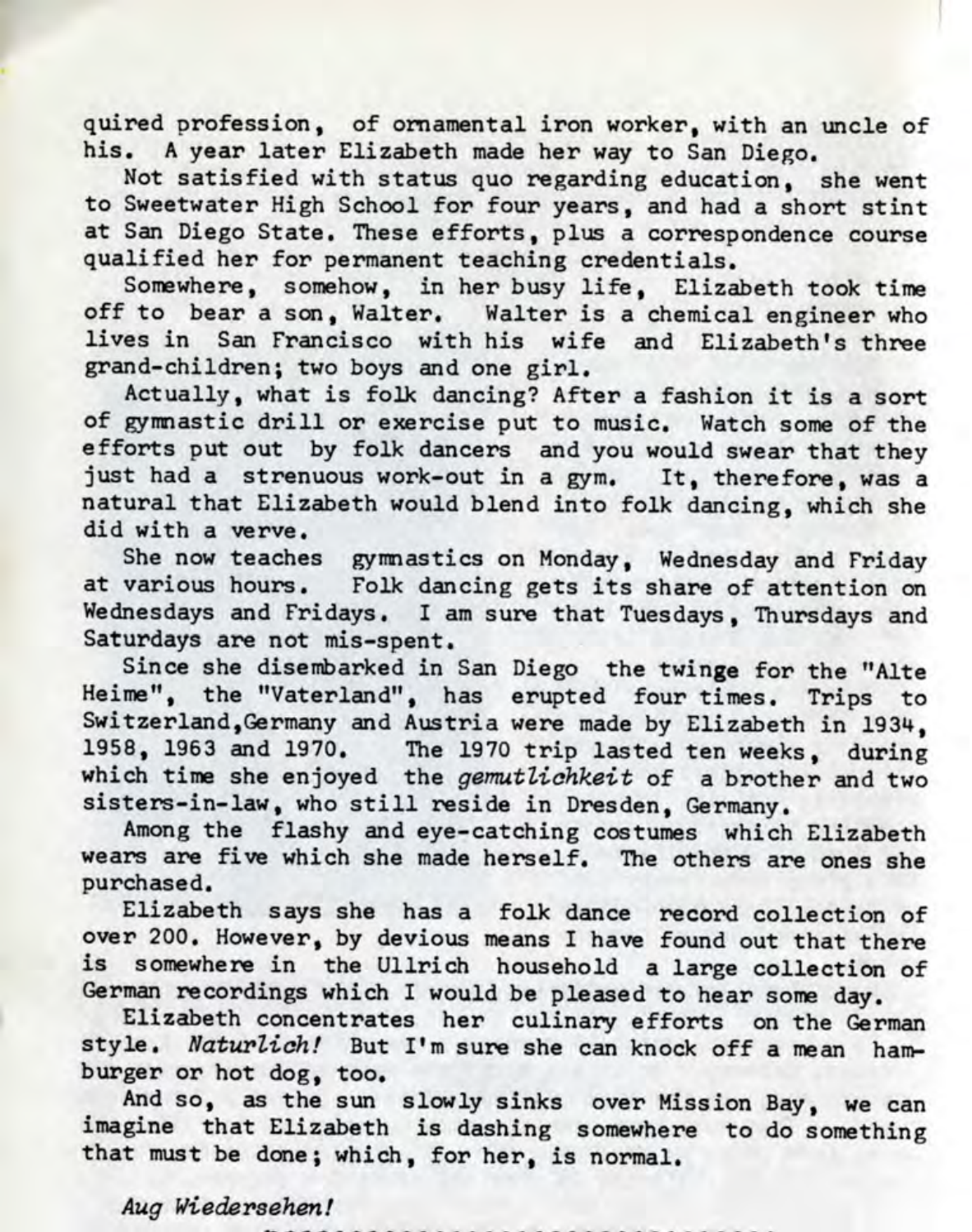quired profession, of ornamental iron worker, with an uncle of his. A year later Elizabeth made her way to San Diego.

Not satisfied with status quo regarding education, she went to Sweetwater High School for four years, and had a short stint at San Diego State. These efforts, plus a correspondence course qualified her for permanent teaching credentials.

Somewhere, somehow, in her busy life, Elizabeth took time off to bear a son, Walter. Walter is a chemical engineer who lives in San Francisco with his wife and Elizabeth's three grand-children; two boys and one girl.

Actually, what is folk dancing? After a fashion it is a sort of gymnastic drill or exercise put to music. Watch some of the efforts put out by folk dancers and you would swear that they just had a strenuous work-out in a gym. It, therefore, was a natural that Elizabeth would blend into folk dancing, which she did with a verve.

She now teaches gymnastics on Monday, Wednesday and Friday at various hours. Folk dancing gets its share of attention on Wednesdays and Fridays. I am sure that Tuesdays, Thursdays and Saturdays are not mis-spent.

Since she disembarked in San Diego the twinge for the "Alte Heime", the "Vaterland", has erupted four times. Trips to Switzerland,Germany and Austria were made by Elizabeth in 1934, 1958, 1963 and 1970. The 1970 trip lasted ten weeks, during which time she enjoyed the *gemutlichkeit* of a brother and two sisters-in-law, who still reside in Dresden, Germany.

Among the flashy and eye-catching costumes which Elizabeth wears are five which she made herself. The others are ones she purchased.

Elizabeth says she has a folk dance record collection of over 200. However, by devious means I have found out that there is somewhere in the Ullrich household a large collection of German recordings which I would be pleased to hear some day.

Elizabeth concentrates her culinary efforts on the German style. *Naturlich!* But I'm sure she can knock off a mean hamburger or hot dog, too.

And so, as the sun slowly sinks over Mission Bay, we can imagine that Elizabeth is dashing somewhere to do something that must be done; which, for her, is normal.

*Aug Wiedersehen!*